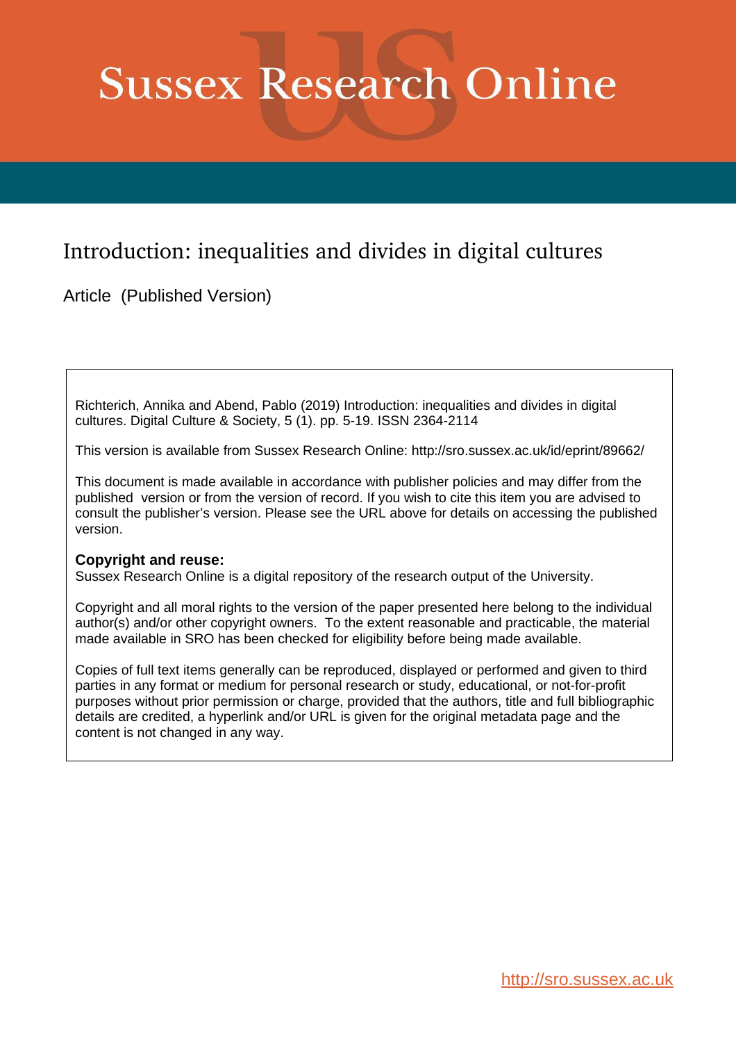# Sussex Research Online

## Introduction: inequalities and divides in digital cultures

Article (Published Version)

Richterich, Annika and Abend, Pablo (2019) Introduction: inequalities and divides in digital cultures. Digital Culture & Society, 5 (1). pp. 5-19. ISSN 2364-2114

This version is available from Sussex Research Online: http://sro.sussex.ac.uk/id/eprint/89662/

This document is made available in accordance with publisher policies and may differ from the published version or from the version of record. If you wish to cite this item you are advised to consult the publisher's version. Please see the URL above for details on accessing the published version.

**Copyright and reuse:**
Sussex Research Online is a digital repository of the research output of the University.

Copyright and all moral rights to the version of the paper presented here belong to the individual author(s) and/or other copyright owners. To the extent reasonable and practicable, the material made available in SRO has been checked for eligibility before being made available.

Copies of full text items generally can be reproduced, displayed or performed and given to third parties in any format or medium for personal research or study, educational, or not-for-profit purposes without prior permission or charge, provided that the authors, title and full bibliographic details are credited, a hyperlink and/or URL is given for the original metadata page and the content is not changed in any way.

http://sro.sussex.ac.uk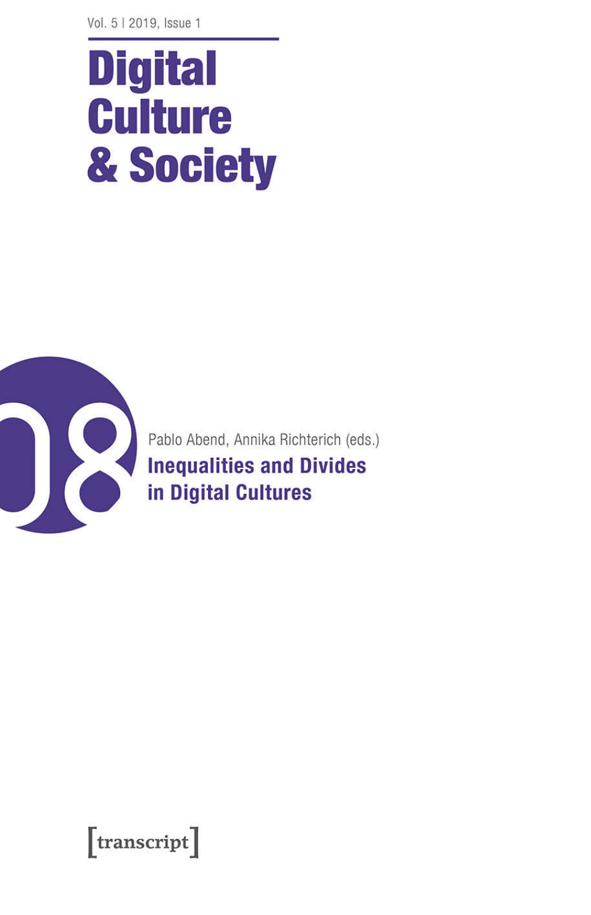Vol. 5 | 2019, Issue 1

# Digital Culture & Society

08

Pablo Abend, Annika Richterich (eds.)

## Inequalities and Divides in Digital Cultures

[transcript]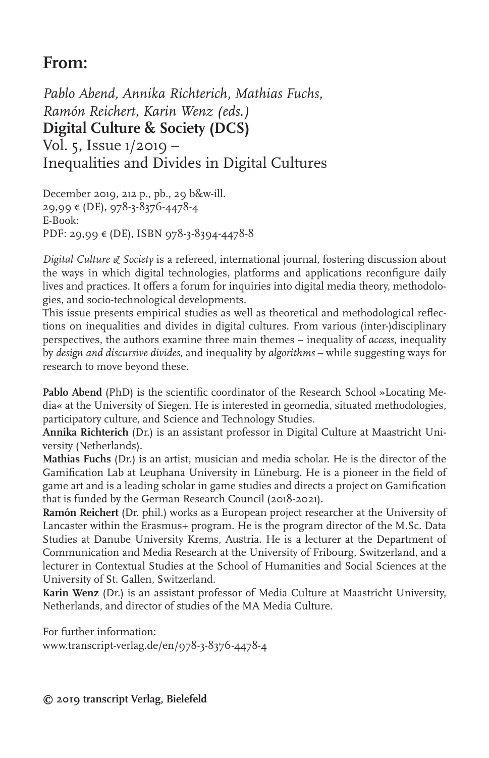## From:

*Pablo Abend, Annika Richterich, Mathias Fuchs, Ramón Reichert, Karin Wenz (eds.)*
**Digital Culture & Society (DCS)**
Vol. 5, Issue 1/2019 –
Inequalities and Divides in Digital Cultures

December 2019, 212 p., pb., 29 b&w-ill.
29,99 € (DE), 978-3-8376-4478-4
E-Book:
PDF: 29,99 € (DE), ISBN 978-3-8394-4478-8

*Digital Culture & Society* is a refereed, international journal, fostering discussion about the ways in which digital technologies, platforms and applications reconfigure daily lives and practices. It offers a forum for inquiries into digital media theory, methodologies, and socio-technological developments.
This issue presents empirical studies as well as theoretical and methodological reflections on inequalities and divides in digital cultures. From various (inter-)disciplinary perspectives, the authors examine three main themes – inequality of *access*, inequality by *design and discursive divides*, and inequality by *algorithms* – while suggesting ways for research to move beyond these.

**Pablo Abend** (PhD) is the scientific coordinator of the Research School »Locating Media« at the University of Siegen. He is interested in geomedia, situated methodologies, participatory culture, and Science and Technology Studies.
**Annika Richterich** (Dr.) is an assistant professor in Digital Culture at Maastricht University (Netherlands).
**Mathias Fuchs** (Dr.) is an artist, musician and media scholar. He is the director of the Gamification Lab at Leuphana University in Lüneburg. He is a pioneer in the field of game art and is a leading scholar in game studies and directs a project on Gamification that is funded by the German Research Council (2018-2021).
**Ramón Reichert** (Dr. phil.) works as a European project researcher at the University of Lancaster within the Erasmus+ program. He is the program director of the M.Sc. Data Studies at Danube University Krems, Austria. He is a lecturer at the Department of Communication and Media Research at the University of Fribourg, Switzerland, and a lecturer in Contextual Studies at the School of Humanities and Social Sciences at the University of St. Gallen, Switzerland.
**Karin Wenz** (Dr.) is an assistant professor of Media Culture at Maastricht University, Netherlands, and director of studies of the MA Media Culture.

For further information:
www.transcript-verlag.de/en/978-3-8376-4478-4

**© 2019 transcript Verlag, Bielefeld**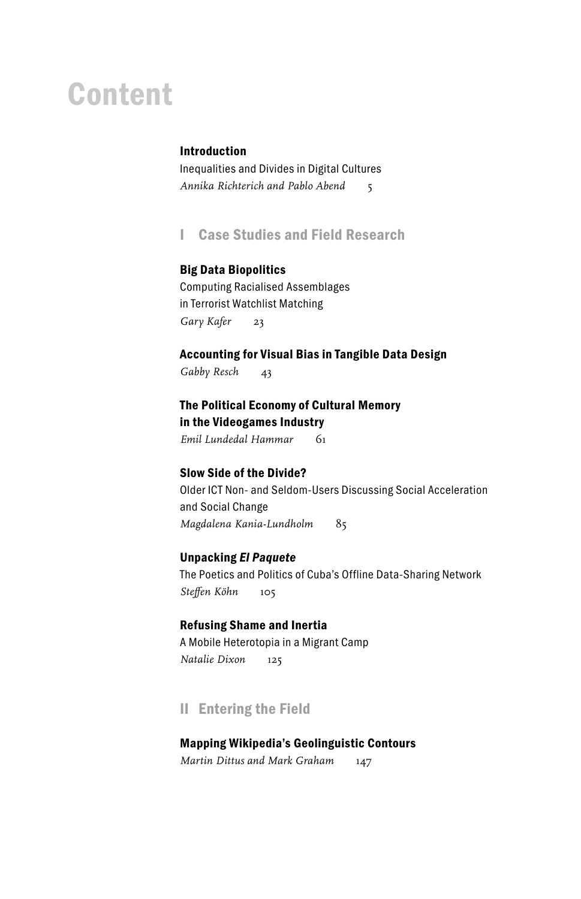# Content

**Introduction**
Inequalities and Divides in Digital Cultures
*Annika Richterich and Pablo Abend* 5

## I Case Studies and Field Research

**Big Data Biopolitics**
Computing Racialised Assemblages
in Terrorist Watchlist Matching
*Gary Kafer* 23

**Accounting for Visual Bias in Tangible Data Design**
*Gabby Resch* 43

**The Political Economy of Cultural Memory in the Videogames Industry**
*Emil Lundedal Hammar* 61

**Slow Side of the Divide?**
Older ICT Non- and Seldom-Users Discussing Social Acceleration and Social Change
*Magdalena Kania-Lundholm* 85

**Unpacking *El Paquete***
The Poetics and Politics of Cuba's Offline Data-Sharing Network
*Steffen Köhn* 105

**Refusing Shame and Inertia**
A Mobile Heterotopia in a Migrant Camp
*Natalie Dixon* 125

## II Entering the Field

**Mapping Wikipedia's Geolinguistic Contours**
*Martin Dittus and Mark Graham* 147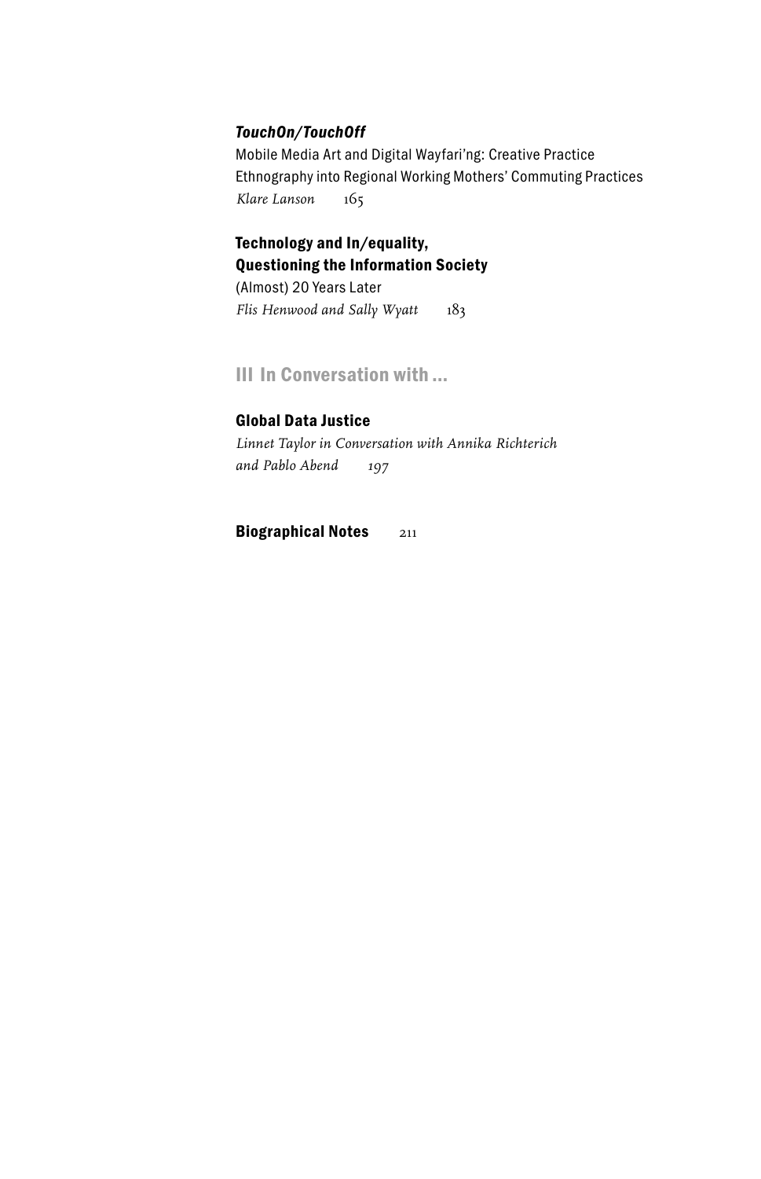***TouchOn/TouchOff***
Mobile Media Art and Digital Wayfari'ng: Creative Practice Ethnography into Regional Working Mothers' Commuting Practices
*Klare Lanson* 165

**Technology and In/equality, Questioning the Information Society**
(Almost) 20 Years Later
*Flis Henwood and Sally Wyatt* 183

## III In Conversation with ...

**Global Data Justice**
*Linnet Taylor in Conversation with Annika Richterich and Pablo Abend* 197

**Biographical Notes** 211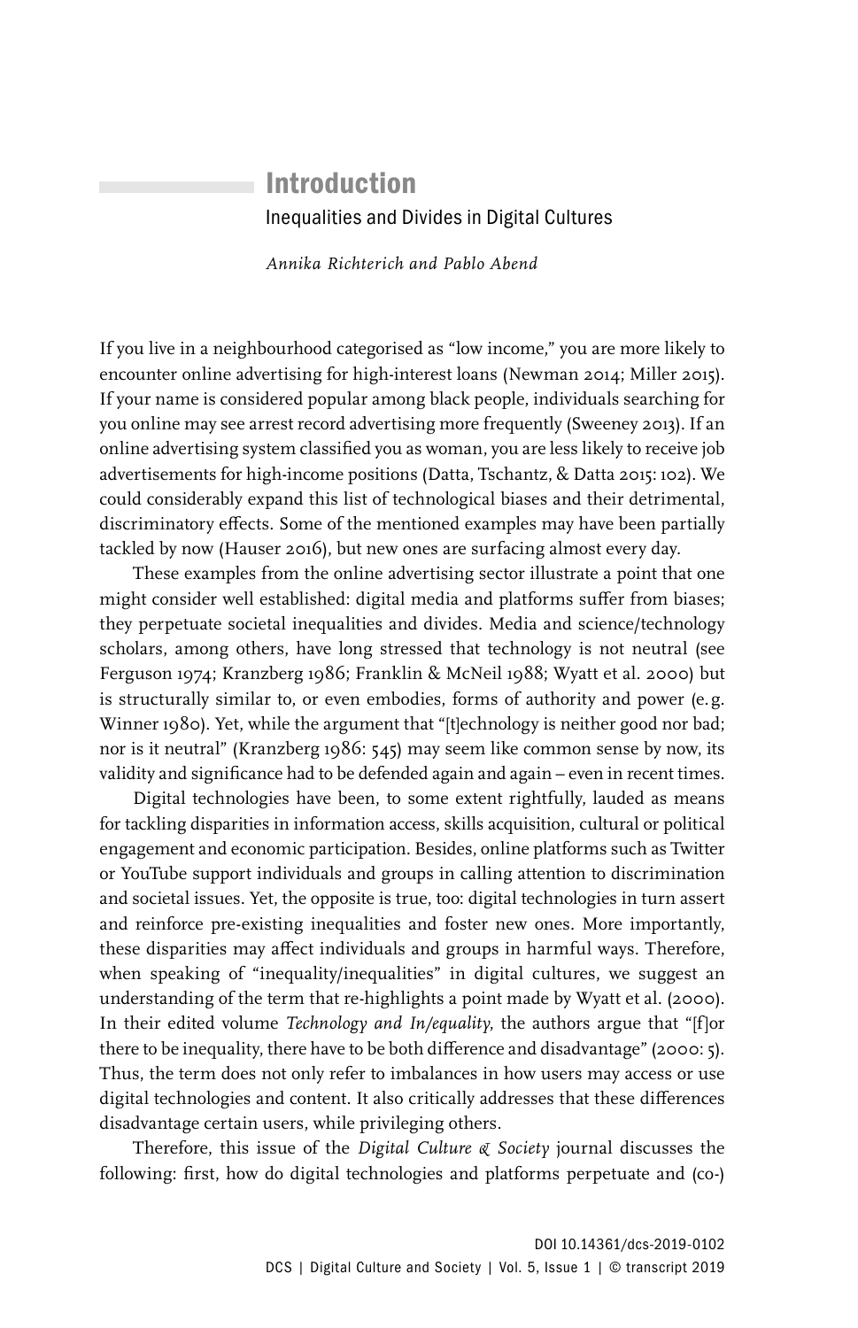# Introduction

Inequalities and Divides in Digital Cultures

*Annika Richterich and Pablo Abend*

If you live in a neighbourhood categorised as "low income," you are more likely to encounter online advertising for high-interest loans (Newman 2014; Miller 2015). If your name is considered popular among black people, individuals searching for you online may see arrest record advertising more frequently (Sweeney 2013). If an online advertising system classified you as woman, you are less likely to receive job advertisements for high-income positions (Datta, Tschantz, & Datta 2015: 102). We could considerably expand this list of technological biases and their detrimental, discriminatory effects. Some of the mentioned examples may have been partially tackled by now (Hauser 2016), but new ones are surfacing almost every day.

These examples from the online advertising sector illustrate a point that one might consider well established: digital media and platforms suffer from biases; they perpetuate societal inequalities and divides. Media and science/technology scholars, among others, have long stressed that technology is not neutral (see Ferguson 1974; Kranzberg 1986; Franklin & McNeil 1988; Wyatt et al. 2000) but is structurally similar to, or even embodies, forms of authority and power (e.g. Winner 1980). Yet, while the argument that "[t]echnology is neither good nor bad; nor is it neutral" (Kranzberg 1986: 545) may seem like common sense by now, its validity and significance had to be defended again and again – even in recent times.

Digital technologies have been, to some extent rightfully, lauded as means for tackling disparities in information access, skills acquisition, cultural or political engagement and economic participation. Besides, online platforms such as Twitter or YouTube support individuals and groups in calling attention to discrimination and societal issues. Yet, the opposite is true, too: digital technologies in turn assert and reinforce pre-existing inequalities and foster new ones. More importantly, these disparities may affect individuals and groups in harmful ways. Therefore, when speaking of "inequality/inequalities" in digital cultures, we suggest an understanding of the term that re-highlights a point made by Wyatt et al. (2000). In their edited volume *Technology and In/equality*, the authors argue that "[f]or there to be inequality, there have to be both difference and disadvantage" (2000: 5). Thus, the term does not only refer to imbalances in how users may access or use digital technologies and content. It also critically addresses that these differences disadvantage certain users, while privileging others.

Therefore, this issue of the *Digital Culture & Society* journal discusses the following: first, how do digital technologies and platforms perpetuate and (co-)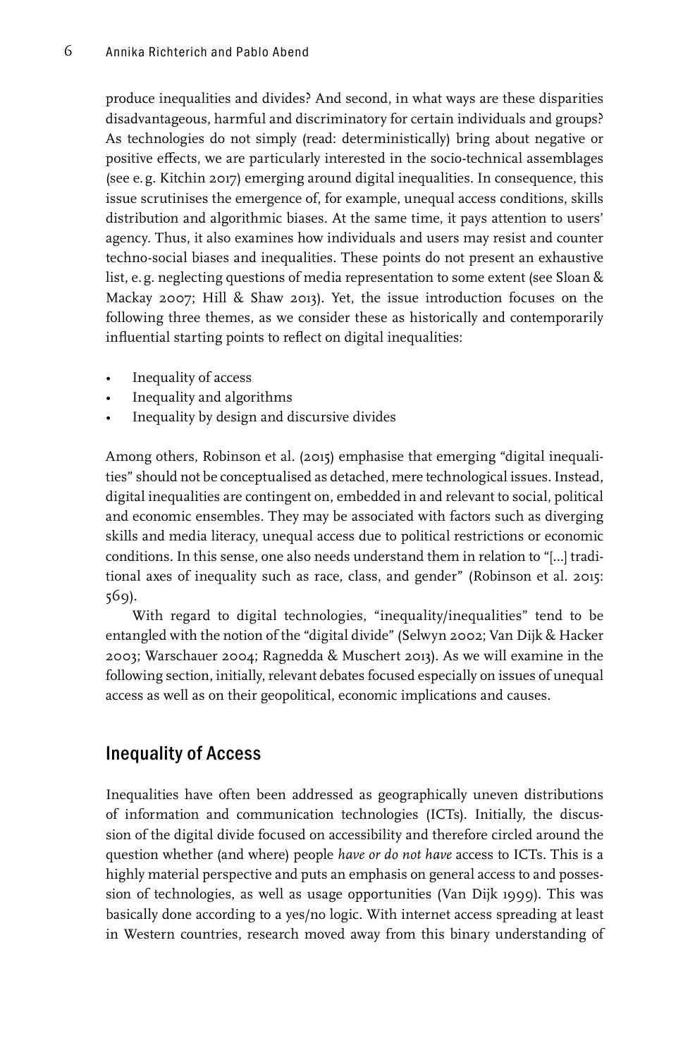produce inequalities and divides? And second, in what ways are these disparities disadvantageous, harmful and discriminatory for certain individuals and groups? As technologies do not simply (read: deterministically) bring about negative or positive effects, we are particularly interested in the socio-technical assemblages (see e. g. Kitchin 2017) emerging around digital inequalities. In consequence, this issue scrutinises the emergence of, for example, unequal access conditions, skills distribution and algorithmic biases. At the same time, it pays attention to users' agency. Thus, it also examines how individuals and users may resist and counter techno-social biases and inequalities. These points do not present an exhaustive list, e. g. neglecting questions of media representation to some extent (see Sloan & Mackay 2007; Hill & Shaw 2013). Yet, the issue introduction focuses on the following three themes, as we consider these as historically and contemporarily influential starting points to reflect on digital inequalities:

- Inequality of access
- Inequality and algorithms
- Inequality by design and discursive divides

Among others, Robinson et al. (2015) emphasise that emerging "digital inequalities" should not be conceptualised as detached, mere technological issues. Instead, digital inequalities are contingent on, embedded in and relevant to social, political and economic ensembles. They may be associated with factors such as diverging skills and media literacy, unequal access due to political restrictions or economic conditions. In this sense, one also needs understand them in relation to "[...] traditional axes of inequality such as race, class, and gender" (Robinson et al. 2015: 569).

With regard to digital technologies, "inequality/inequalities" tend to be entangled with the notion of the "digital divide" (Selwyn 2002; Van Dijk & Hacker 2003; Warschauer 2004; Ragnedda & Muschert 2013). As we will examine in the following section, initially, relevant debates focused especially on issues of unequal access as well as on their geopolitical, economic implications and causes.

## Inequality of Access

Inequalities have often been addressed as geographically uneven distributions of information and communication technologies (ICTs). Initially, the discussion of the digital divide focused on accessibility and therefore circled around the question whether (and where) people *have or do not have* access to ICTs. This is a highly material perspective and puts an emphasis on general access to and possession of technologies, as well as usage opportunities (Van Dijk 1999). This was basically done according to a yes/no logic. With internet access spreading at least in Western countries, research moved away from this binary understanding of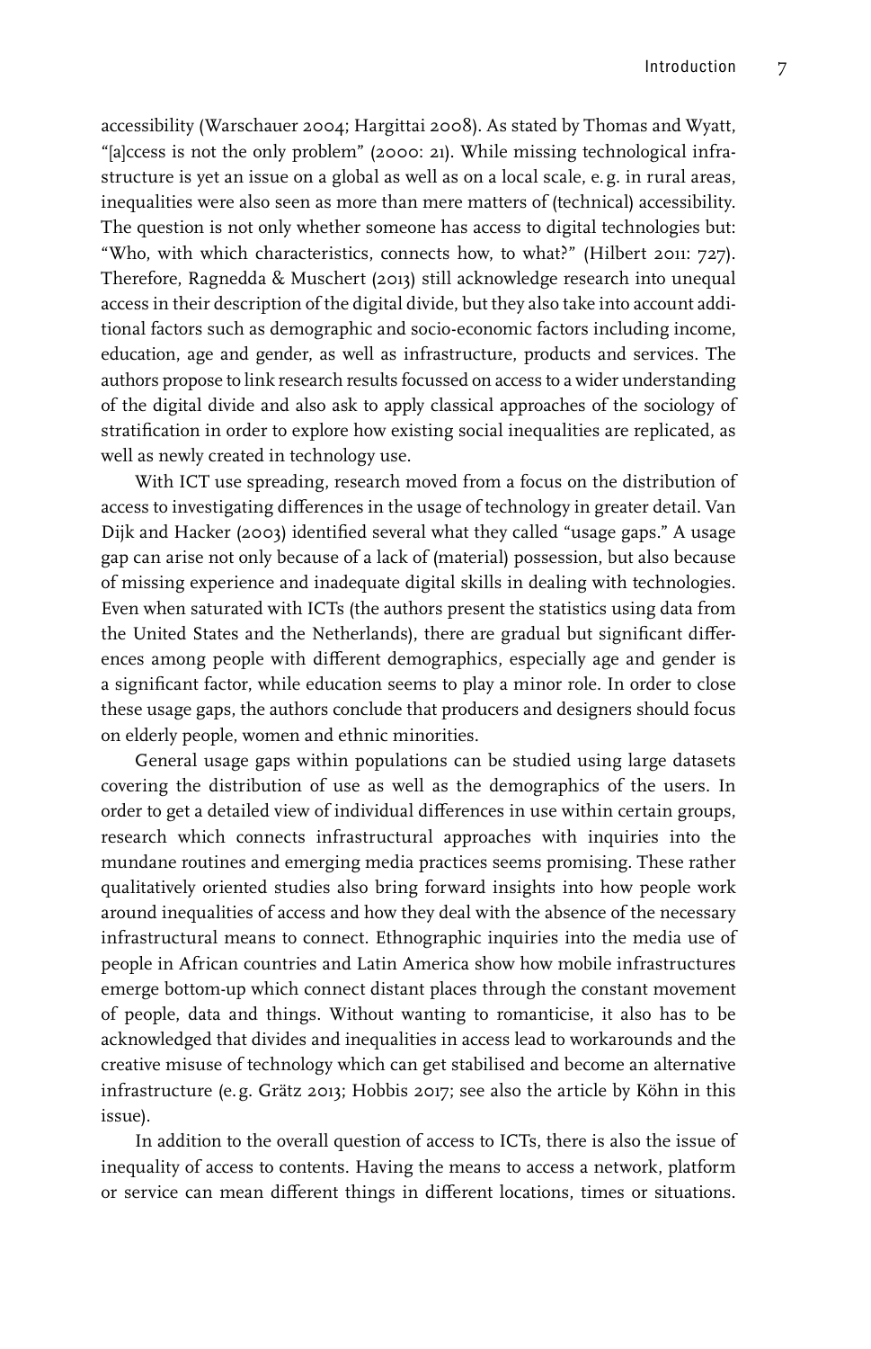accessibility (Warschauer 2004; Hargittai 2008). As stated by Thomas and Wyatt, "[a]ccess is not the only problem" (2000: 21). While missing technological infrastructure is yet an issue on a global as well as on a local scale, e. g. in rural areas, inequalities were also seen as more than mere matters of (technical) accessibility. The question is not only whether someone has access to digital technologies but: "Who, with which characteristics, connects how, to what?" (Hilbert 2011: 727). Therefore, Ragnedda & Muschert (2013) still acknowledge research into unequal access in their description of the digital divide, but they also take into account additional factors such as demographic and socio-economic factors including income, education, age and gender, as well as infrastructure, products and services. The authors propose to link research results focussed on access to a wider understanding of the digital divide and also ask to apply classical approaches of the sociology of stratification in order to explore how existing social inequalities are replicated, as well as newly created in technology use.

With ICT use spreading, research moved from a focus on the distribution of access to investigating differences in the usage of technology in greater detail. Van Dijk and Hacker (2003) identified several what they called "usage gaps." A usage gap can arise not only because of a lack of (material) possession, but also because of missing experience and inadequate digital skills in dealing with technologies. Even when saturated with ICTs (the authors present the statistics using data from the United States and the Netherlands), there are gradual but significant differences among people with different demographics, especially age and gender is a significant factor, while education seems to play a minor role. In order to close these usage gaps, the authors conclude that producers and designers should focus on elderly people, women and ethnic minorities.

General usage gaps within populations can be studied using large datasets covering the distribution of use as well as the demographics of the users. In order to get a detailed view of individual differences in use within certain groups, research which connects infrastructural approaches with inquiries into the mundane routines and emerging media practices seems promising. These rather qualitatively oriented studies also bring forward insights into how people work around inequalities of access and how they deal with the absence of the necessary infrastructural means to connect. Ethnographic inquiries into the media use of people in African countries and Latin America show how mobile infrastructures emerge bottom-up which connect distant places through the constant movement of people, data and things. Without wanting to romanticise, it also has to be acknowledged that divides and inequalities in access lead to workarounds and the creative misuse of technology which can get stabilised and become an alternative infrastructure (e. g. Grätz 2013; Hobbis 2017; see also the article by Köhn in this issue).

In addition to the overall question of access to ICTs, there is also the issue of inequality of access to contents. Having the means to access a network, platform or service can mean different things in different locations, times or situations.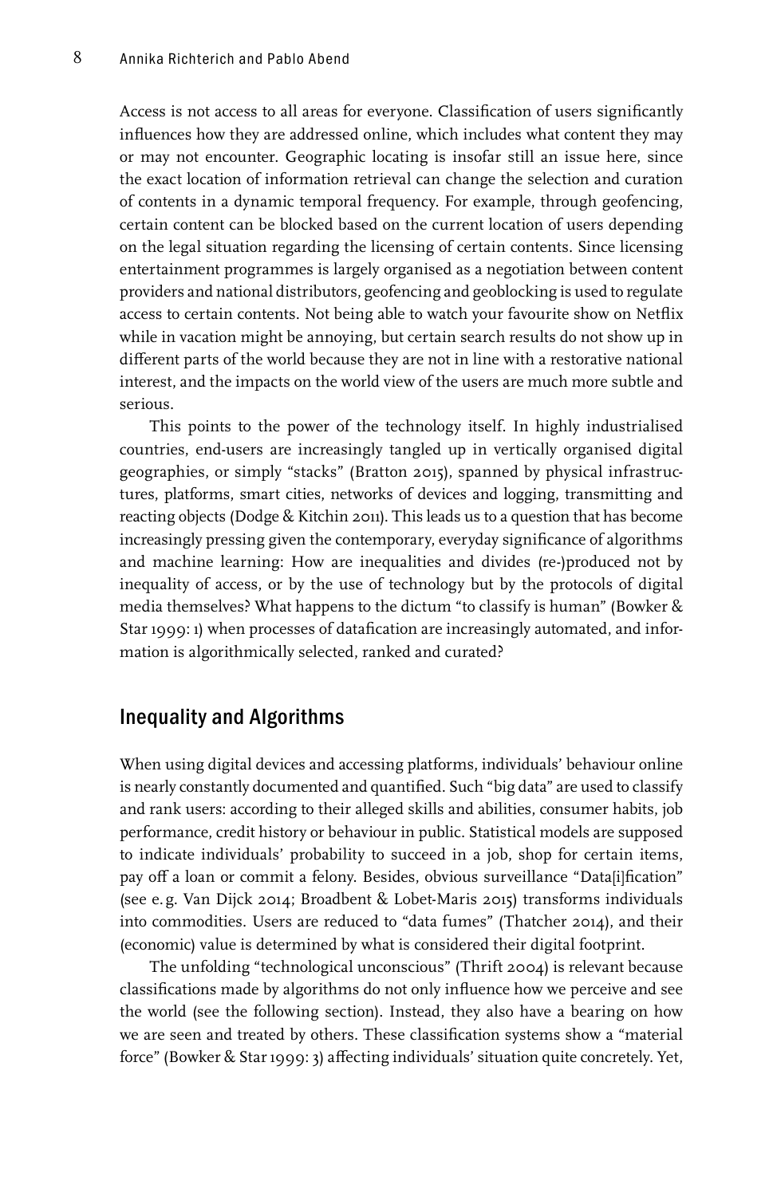Access is not access to all areas for everyone. Classification of users significantly influences how they are addressed online, which includes what content they may or may not encounter. Geographic locating is insofar still an issue here, since the exact location of information retrieval can change the selection and curation of contents in a dynamic temporal frequency. For example, through geofencing, certain content can be blocked based on the current location of users depending on the legal situation regarding the licensing of certain contents. Since licensing entertainment programmes is largely organised as a negotiation between content providers and national distributors, geofencing and geoblocking is used to regulate access to certain contents. Not being able to watch your favourite show on Netflix while in vacation might be annoying, but certain search results do not show up in different parts of the world because they are not in line with a restorative national interest, and the impacts on the world view of the users are much more subtle and serious.

This points to the power of the technology itself. In highly industrialised countries, end-users are increasingly tangled up in vertically organised digital geographies, or simply "stacks" (Bratton 2015), spanned by physical infrastructures, platforms, smart cities, networks of devices and logging, transmitting and reacting objects (Dodge & Kitchin 2011). This leads us to a question that has become increasingly pressing given the contemporary, everyday significance of algorithms and machine learning: How are inequalities and divides (re-)produced not by inequality of access, or by the use of technology but by the protocols of digital media themselves? What happens to the dictum "to classify is human" (Bowker & Star 1999: 1) when processes of datafication are increasingly automated, and information is algorithmically selected, ranked and curated?

## Inequality and Algorithms

When using digital devices and accessing platforms, individuals' behaviour online is nearly constantly documented and quantified. Such "big data" are used to classify and rank users: according to their alleged skills and abilities, consumer habits, job performance, credit history or behaviour in public. Statistical models are supposed to indicate individuals' probability to succeed in a job, shop for certain items, pay off a loan or commit a felony. Besides, obvious surveillance "Data[i]fication" (see e.g. Van Dijck 2014; Broadbent & Lobet-Maris 2015) transforms individuals into commodities. Users are reduced to "data fumes" (Thatcher 2014), and their (economic) value is determined by what is considered their digital footprint.

The unfolding "technological unconscious" (Thrift 2004) is relevant because classifications made by algorithms do not only influence how we perceive and see the world (see the following section). Instead, they also have a bearing on how we are seen and treated by others. These classification systems show a "material force" (Bowker & Star 1999: 3) affecting individuals' situation quite concretely. Yet,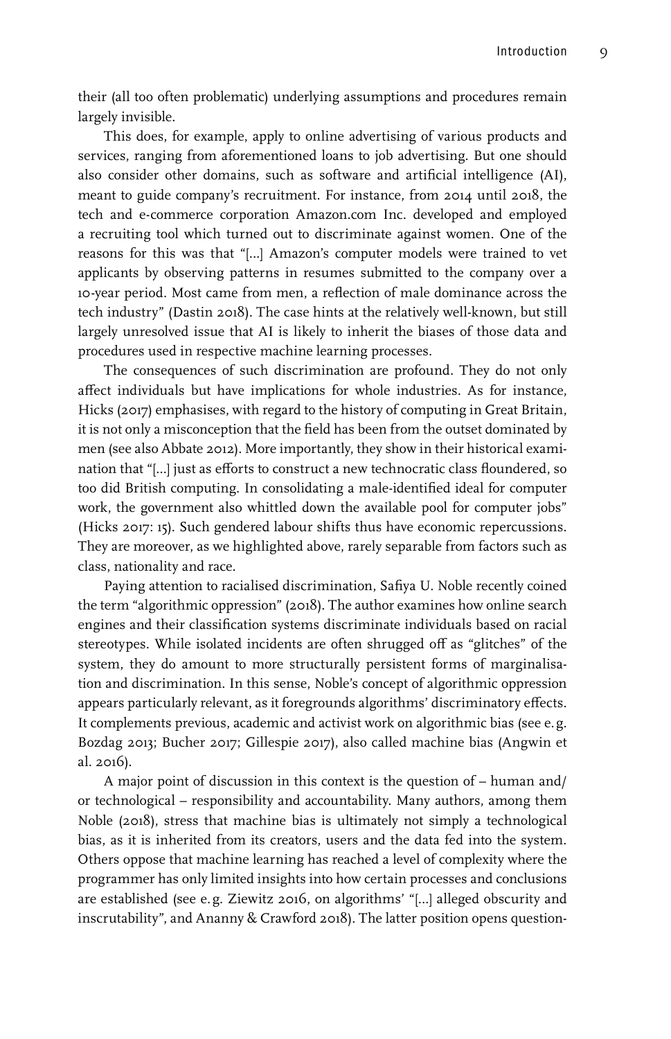their (all too often problematic) underlying assumptions and procedures remain largely invisible.

This does, for example, apply to online advertising of various products and services, ranging from aforementioned loans to job advertising. But one should also consider other domains, such as software and artificial intelligence (AI), meant to guide company's recruitment. For instance, from 2014 until 2018, the tech and e-commerce corporation Amazon.com Inc. developed and employed a recruiting tool which turned out to discriminate against women. One of the reasons for this was that "[…] Amazon's computer models were trained to vet applicants by observing patterns in resumes submitted to the company over a 10-year period. Most came from men, a reflection of male dominance across the tech industry" (Dastin 2018). The case hints at the relatively well-known, but still largely unresolved issue that AI is likely to inherit the biases of those data and procedures used in respective machine learning processes.

The consequences of such discrimination are profound. They do not only affect individuals but have implications for whole industries. As for instance, Hicks (2017) emphasises, with regard to the history of computing in Great Britain, it is not only a misconception that the field has been from the outset dominated by men (see also Abbate 2012). More importantly, they show in their historical examination that "[…] just as efforts to construct a new technocratic class floundered, so too did British computing. In consolidating a male-identified ideal for computer work, the government also whittled down the available pool for computer jobs" (Hicks 2017: 15). Such gendered labour shifts thus have economic repercussions. They are moreover, as we highlighted above, rarely separable from factors such as class, nationality and race.

Paying attention to racialised discrimination, Safiya U. Noble recently coined the term "algorithmic oppression" (2018). The author examines how online search engines and their classification systems discriminate individuals based on racial stereotypes. While isolated incidents are often shrugged off as "glitches" of the system, they do amount to more structurally persistent forms of marginalisation and discrimination. In this sense, Noble's concept of algorithmic oppression appears particularly relevant, as it foregrounds algorithms' discriminatory effects. It complements previous, academic and activist work on algorithmic bias (see e.g. Bozdag 2013; Bucher 2017; Gillespie 2017), also called machine bias (Angwin et al. 2016).

A major point of discussion in this context is the question of – human and/or technological – responsibility and accountability. Many authors, among them Noble (2018), stress that machine bias is ultimately not simply a technological bias, as it is inherited from its creators, users and the data fed into the system. Others oppose that machine learning has reached a level of complexity where the programmer has only limited insights into how certain processes and conclusions are established (see e.g. Ziewitz 2016, on algorithms' "[…] alleged obscurity and inscrutability", and Ananny & Crawford 2018). The latter position opens question-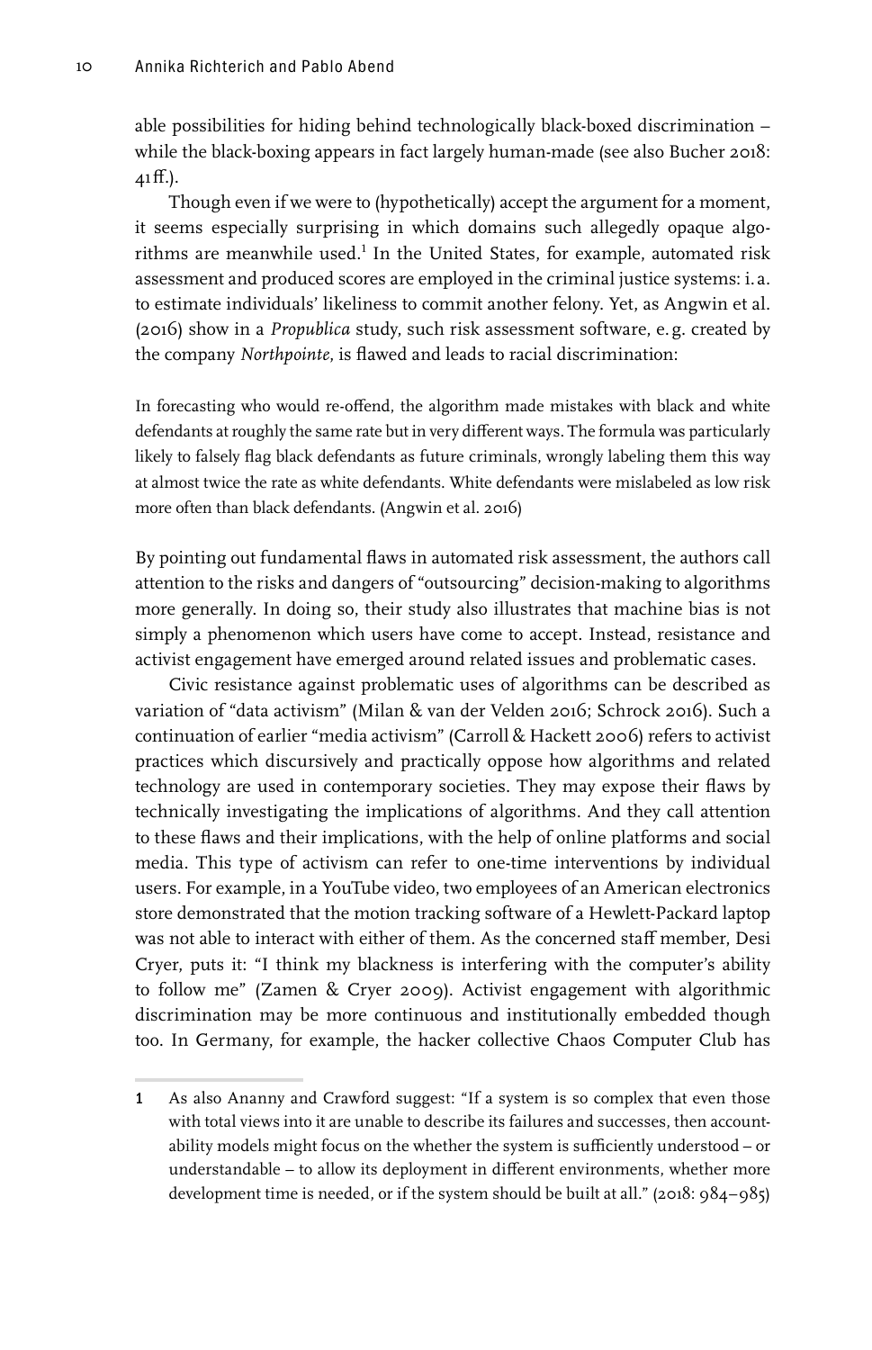able possibilities for hiding behind technologically black-boxed discrimination – while the black-boxing appears in fact largely human-made (see also Bucher 2018: 41ff.).

Though even if we were to (hypothetically) accept the argument for a moment, it seems especially surprising in which domains such allegedly opaque algorithms are meanwhile used.[1] In the United States, for example, automated risk assessment and produced scores are employed in the criminal justice systems: i. a. to estimate individuals' likeliness to commit another felony. Yet, as Angwin et al. (2016) show in a *Propublica* study, such risk assessment software, e. g. created by the company *Northpointe*, is flawed and leads to racial discrimination:

> In forecasting who would re-offend, the algorithm made mistakes with black and white defendants at roughly the same rate but in very different ways. The formula was particularly likely to falsely flag black defendants as future criminals, wrongly labeling them this way at almost twice the rate as white defendants. White defendants were mislabeled as low risk more often than black defendants. (Angwin et al. 2016)

By pointing out fundamental flaws in automated risk assessment, the authors call attention to the risks and dangers of "outsourcing" decision-making to algorithms more generally. In doing so, their study also illustrates that machine bias is not simply a phenomenon which users have come to accept. Instead, resistance and activist engagement have emerged around related issues and problematic cases.

Civic resistance against problematic uses of algorithms can be described as variation of "data activism" (Milan & van der Velden 2016; Schrock 2016). Such a continuation of earlier "media activism" (Carroll & Hackett 2006) refers to activist practices which discursively and practically oppose how algorithms and related technology are used in contemporary societies. They may expose their flaws by technically investigating the implications of algorithms. And they call attention to these flaws and their implications, with the help of online platforms and social media. This type of activism can refer to one-time interventions by individual users. For example, in a YouTube video, two employees of an American electronics store demonstrated that the motion tracking software of a Hewlett-Packard laptop was not able to interact with either of them. As the concerned staff member, Desi Cryer, puts it: "I think my blackness is interfering with the computer's ability to follow me" (Zamen & Cryer 2009). Activist engagement with algorithmic discrimination may be more continuous and institutionally embedded though too. In Germany, for example, the hacker collective Chaos Computer Club has

---

1 As also Ananny and Crawford suggest: "If a system is so complex that even those with total views into it are unable to describe its failures and successes, then accountability models might focus on the whether the system is sufficiently understood – or understandable – to allow its deployment in different environments, whether more development time is needed, or if the system should be built at all." (2018: 984–985)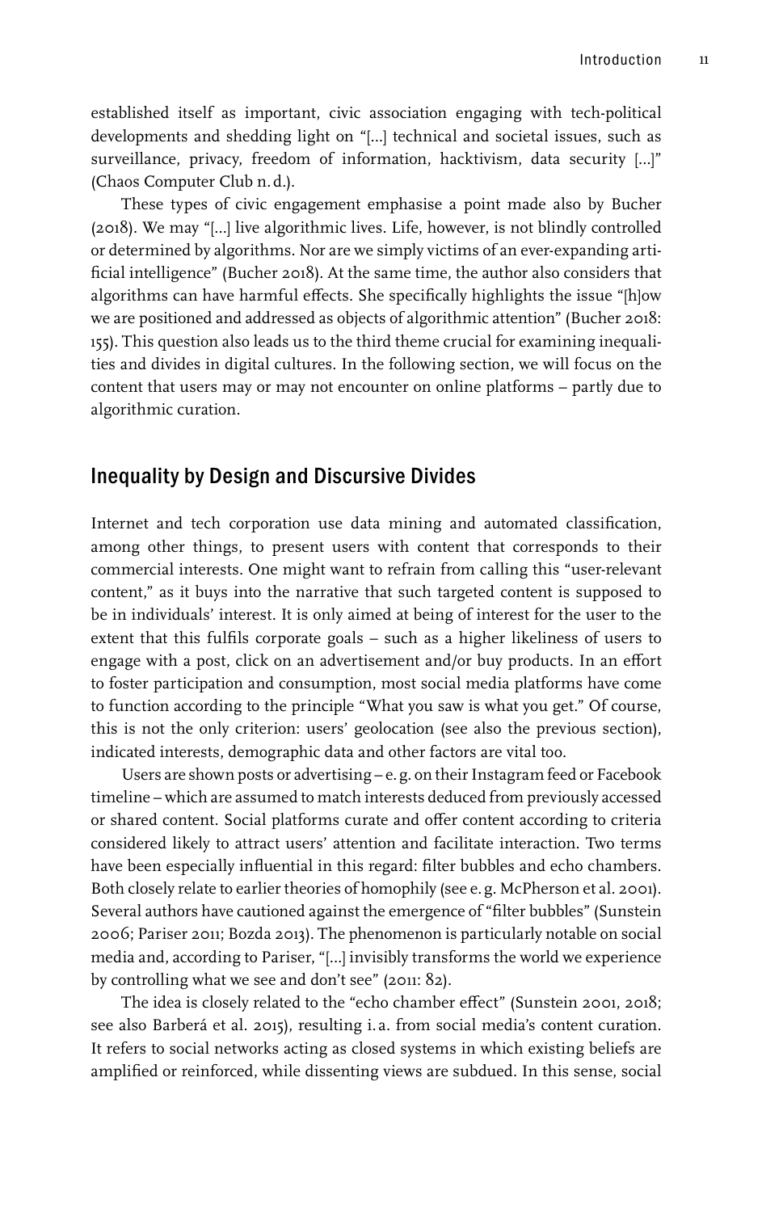established itself as important, civic association engaging with tech-political developments and shedding light on "[...] technical and societal issues, such as surveillance, privacy, freedom of information, hacktivism, data security [...]" (Chaos Computer Club n. d.).

These types of civic engagement emphasise a point made also by Bucher (2018). We may "[...] live algorithmic lives. Life, however, is not blindly controlled or determined by algorithms. Nor are we simply victims of an ever-expanding artificial intelligence" (Bucher 2018). At the same time, the author also considers that algorithms can have harmful effects. She specifically highlights the issue "[h]ow we are positioned and addressed as objects of algorithmic attention" (Bucher 2018: 155). This question also leads us to the third theme crucial for examining inequalities and divides in digital cultures. In the following section, we will focus on the content that users may or may not encounter on online platforms – partly due to algorithmic curation.

## Inequality by Design and Discursive Divides

Internet and tech corporation use data mining and automated classification, among other things, to present users with content that corresponds to their commercial interests. One might want to refrain from calling this "user-relevant content," as it buys into the narrative that such targeted content is supposed to be in individuals' interest. It is only aimed at being of interest for the user to the extent that this fulfils corporate goals – such as a higher likeliness of users to engage with a post, click on an advertisement and/or buy products. In an effort to foster participation and consumption, most social media platforms have come to function according to the principle "What you saw is what you get." Of course, this is not the only criterion: users' geolocation (see also the previous section), indicated interests, demographic data and other factors are vital too.

Users are shown posts or advertising – e. g. on their Instagram feed or Facebook timeline – which are assumed to match interests deduced from previously accessed or shared content. Social platforms curate and offer content according to criteria considered likely to attract users' attention and facilitate interaction. Two terms have been especially influential in this regard: filter bubbles and echo chambers. Both closely relate to earlier theories of homophily (see e. g. McPherson et al. 2001). Several authors have cautioned against the emergence of "filter bubbles" (Sunstein 2006; Pariser 2011; Bozda 2013). The phenomenon is particularly notable on social media and, according to Pariser, "[...] invisibly transforms the world we experience by controlling what we see and don't see" (2011: 82).

The idea is closely related to the "echo chamber effect" (Sunstein 2001, 2018; see also Barberá et al. 2015), resulting i. a. from social media's content curation. It refers to social networks acting as closed systems in which existing beliefs are amplified or reinforced, while dissenting views are subdued. In this sense, social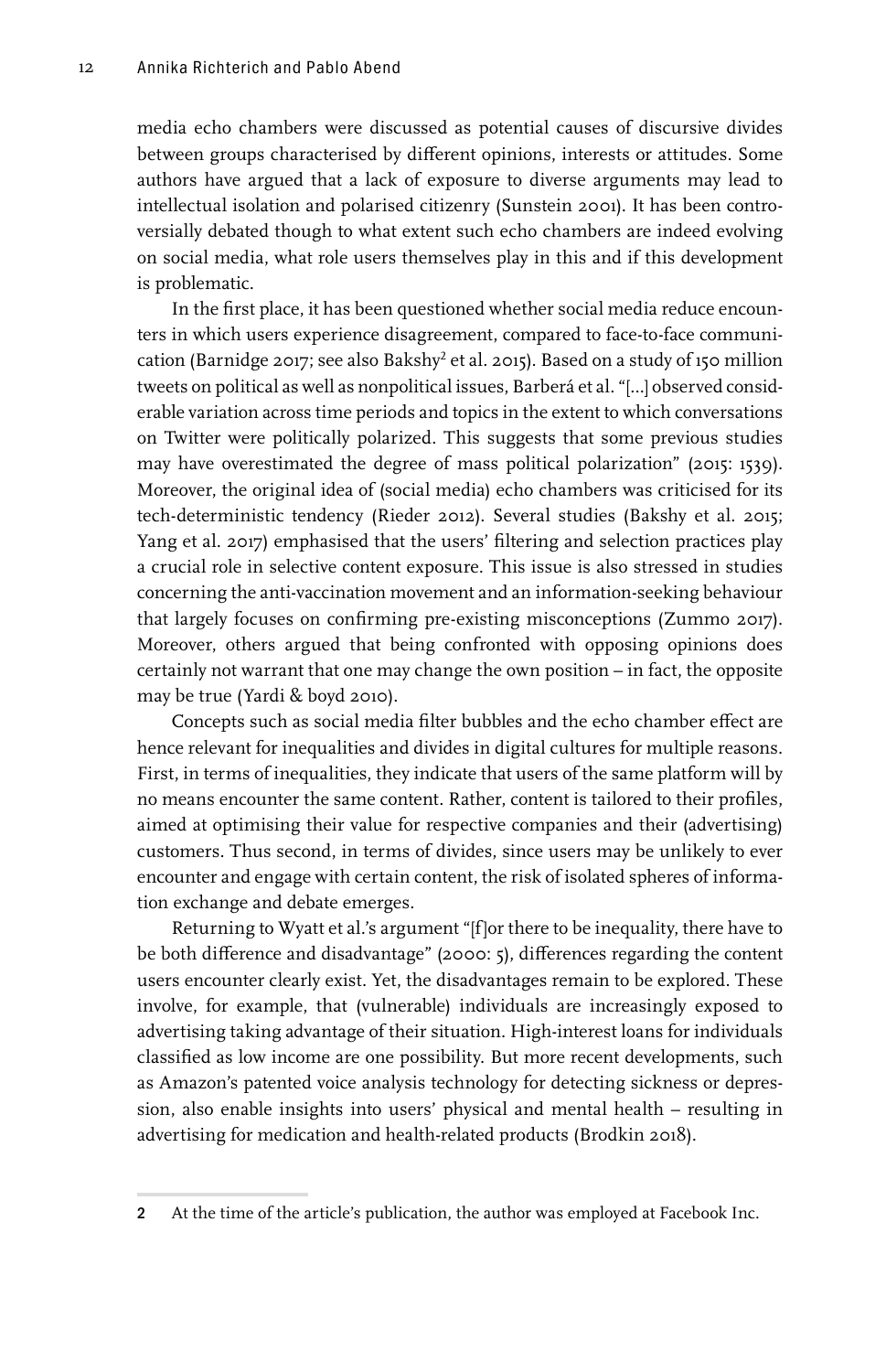media echo chambers were discussed as potential causes of discursive divides between groups characterised by different opinions, interests or attitudes. Some authors have argued that a lack of exposure to diverse arguments may lead to intellectual isolation and polarised citizenry (Sunstein 2001). It has been controversially debated though to what extent such echo chambers are indeed evolving on social media, what role users themselves play in this and if this development is problematic.

In the first place, it has been questioned whether social media reduce encounters in which users experience disagreement, compared to face-to-face communication (Barnidge 2017; see also Bakshy[2] et al. 2015). Based on a study of 150 million tweets on political as well as nonpolitical issues, Barberá et al. "[…] observed considerable variation across time periods and topics in the extent to which conversations on Twitter were politically polarized. This suggests that some previous studies may have overestimated the degree of mass political polarization" (2015: 1539). Moreover, the original idea of (social media) echo chambers was criticised for its tech-deterministic tendency (Rieder 2012). Several studies (Bakshy et al. 2015; Yang et al. 2017) emphasised that the users' filtering and selection practices play a crucial role in selective content exposure. This issue is also stressed in studies concerning the anti-vaccination movement and an information-seeking behaviour that largely focuses on confirming pre-existing misconceptions (Zummo 2017). Moreover, others argued that being confronted with opposing opinions does certainly not warrant that one may change the own position – in fact, the opposite may be true (Yardi & boyd 2010).

Concepts such as social media filter bubbles and the echo chamber effect are hence relevant for inequalities and divides in digital cultures for multiple reasons. First, in terms of inequalities, they indicate that users of the same platform will by no means encounter the same content. Rather, content is tailored to their profiles, aimed at optimising their value for respective companies and their (advertising) customers. Thus second, in terms of divides, since users may be unlikely to ever encounter and engage with certain content, the risk of isolated spheres of information exchange and debate emerges.

Returning to Wyatt et al.'s argument "[f]or there to be inequality, there have to be both difference and disadvantage" (2000: 5), differences regarding the content users encounter clearly exist. Yet, the disadvantages remain to be explored. These involve, for example, that (vulnerable) individuals are increasingly exposed to advertising taking advantage of their situation. High-interest loans for individuals classified as low income are one possibility. But more recent developments, such as Amazon's patented voice analysis technology for detecting sickness or depression, also enable insights into users' physical and mental health – resulting in advertising for medication and health-related products (Brodkin 2018).

---

2 At the time of the article's publication, the author was employed at Facebook Inc.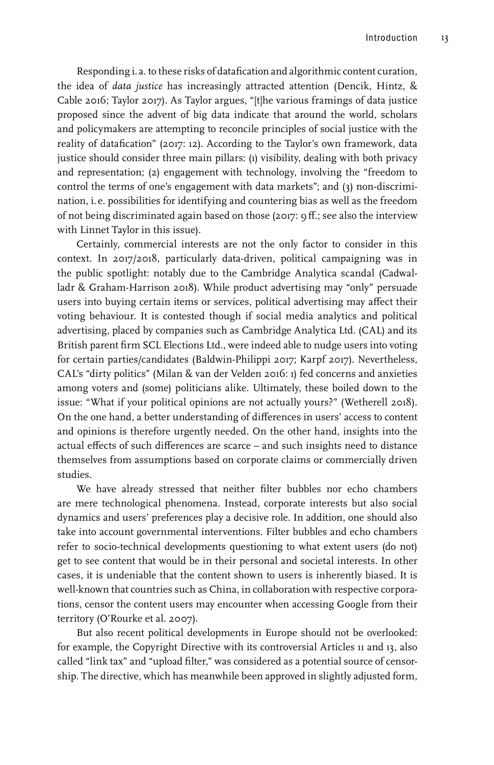Responding i. a. to these risks of datafication and algorithmic content curation, the idea of *data justice* has increasingly attracted attention (Dencik, Hintz, & Cable 2016; Taylor 2017). As Taylor argues, "[t]he various framings of data justice proposed since the advent of big data indicate that around the world, scholars and policymakers are attempting to reconcile principles of social justice with the reality of datafication" (2017: 12). According to the Taylor's own framework, data justice should consider three main pillars: (1) visibility, dealing with both privacy and representation; (2) engagement with technology, involving the "freedom to control the terms of one's engagement with data markets"; and (3) non-discrimination, i. e. possibilities for identifying and countering bias as well as the freedom of not being discriminated again based on those (2017: 9 ff.; see also the interview with Linnet Taylor in this issue).

Certainly, commercial interests are not the only factor to consider in this context. In 2017/2018, particularly data-driven, political campaigning was in the public spotlight: notably due to the Cambridge Analytica scandal (Cadwalladr & Graham-Harrison 2018). While product advertising may "only" persuade users into buying certain items or services, political advertising may affect their voting behaviour. It is contested though if social media analytics and political advertising, placed by companies such as Cambridge Analytica Ltd. (CAL) and its British parent firm SCL Elections Ltd., were indeed able to nudge users into voting for certain parties/candidates (Baldwin-Philippi 2017; Karpf 2017). Nevertheless, CAL's "dirty politics" (Milan & van der Velden 2016: 1) fed concerns and anxieties among voters and (some) politicians alike. Ultimately, these boiled down to the issue: "What if your political opinions are not actually yours?" (Wetherell 2018). On the one hand, a better understanding of differences in users' access to content and opinions is therefore urgently needed. On the other hand, insights into the actual effects of such differences are scarce – and such insights need to distance themselves from assumptions based on corporate claims or commercially driven studies.

We have already stressed that neither filter bubbles nor echo chambers are mere technological phenomena. Instead, corporate interests but also social dynamics and users' preferences play a decisive role. In addition, one should also take into account governmental interventions. Filter bubbles and echo chambers refer to socio-technical developments questioning to what extent users (do not) get to see content that would be in their personal and societal interests. In other cases, it is undeniable that the content shown to users is inherently biased. It is well-known that countries such as China, in collaboration with respective corporations, censor the content users may encounter when accessing Google from their territory (O'Rourke et al. 2007).

But also recent political developments in Europe should not be overlooked: for example, the Copyright Directive with its controversial Articles 11 and 13, also called "link tax" and "upload filter," was considered as a potential source of censorship. The directive, which has meanwhile been approved in slightly adjusted form,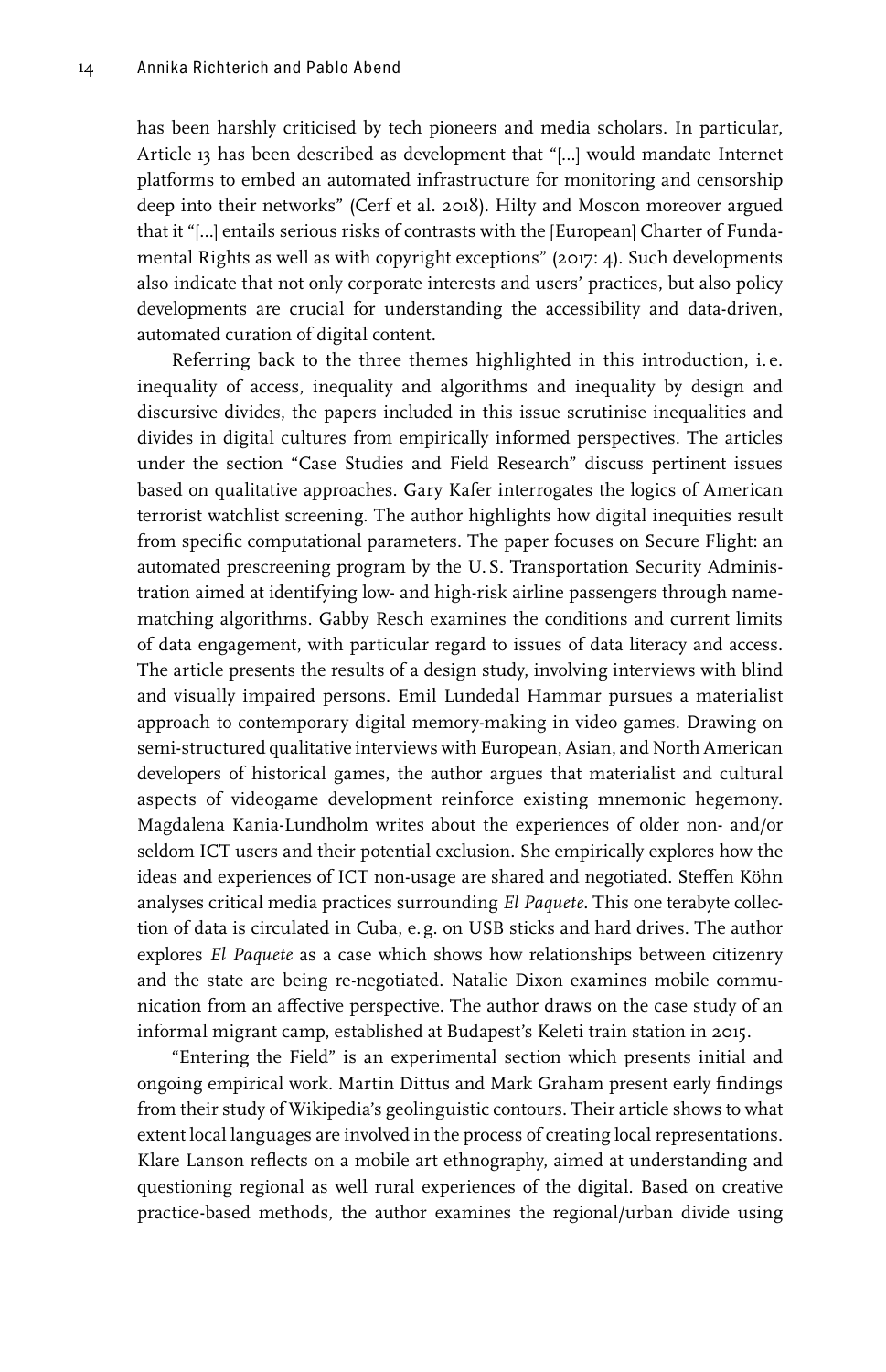has been harshly criticised by tech pioneers and media scholars. In particular, Article 13 has been described as development that "[…] would mandate Internet platforms to embed an automated infrastructure for monitoring and censorship deep into their networks" (Cerf et al. 2018). Hilty and Moscon moreover argued that it "[…] entails serious risks of contrasts with the [European] Charter of Fundamental Rights as well as with copyright exceptions" (2017: 4). Such developments also indicate that not only corporate interests and users' practices, but also policy developments are crucial for understanding the accessibility and data-driven, automated curation of digital content.

Referring back to the three themes highlighted in this introduction, i.e. inequality of access, inequality and algorithms and inequality by design and discursive divides, the papers included in this issue scrutinise inequalities and divides in digital cultures from empirically informed perspectives. The articles under the section "Case Studies and Field Research" discuss pertinent issues based on qualitative approaches. Gary Kafer interrogates the logics of American terrorist watchlist screening. The author highlights how digital inequities result from specific computational parameters. The paper focuses on Secure Flight: an automated prescreening program by the U.S. Transportation Security Administration aimed at identifying low- and high-risk airline passengers through name-matching algorithms. Gabby Resch examines the conditions and current limits of data engagement, with particular regard to issues of data literacy and access. The article presents the results of a design study, involving interviews with blind and visually impaired persons. Emil Lundedal Hammar pursues a materialist approach to contemporary digital memory-making in video games. Drawing on semi-structured qualitative interviews with European, Asian, and North American developers of historical games, the author argues that materialist and cultural aspects of videogame development reinforce existing mnemonic hegemony. Magdalena Kania-Lundholm writes about the experiences of older non- and/or seldom ICT users and their potential exclusion. She empirically explores how the ideas and experiences of ICT non-usage are shared and negotiated. Steffen Köhn analyses critical media practices surrounding *El Paquete*. This one terabyte collection of data is circulated in Cuba, e.g. on USB sticks and hard drives. The author explores *El Paquete* as a case which shows how relationships between citizenry and the state are being re-negotiated. Natalie Dixon examines mobile communication from an affective perspective. The author draws on the case study of an informal migrant camp, established at Budapest's Keleti train station in 2015.

"Entering the Field" is an experimental section which presents initial and ongoing empirical work. Martin Dittus and Mark Graham present early findings from their study of Wikipedia's geolinguistic contours. Their article shows to what extent local languages are involved in the process of creating local representations. Klare Lanson reflects on a mobile art ethnography, aimed at understanding and questioning regional as well rural experiences of the digital. Based on creative practice-based methods, the author examines the regional/urban divide using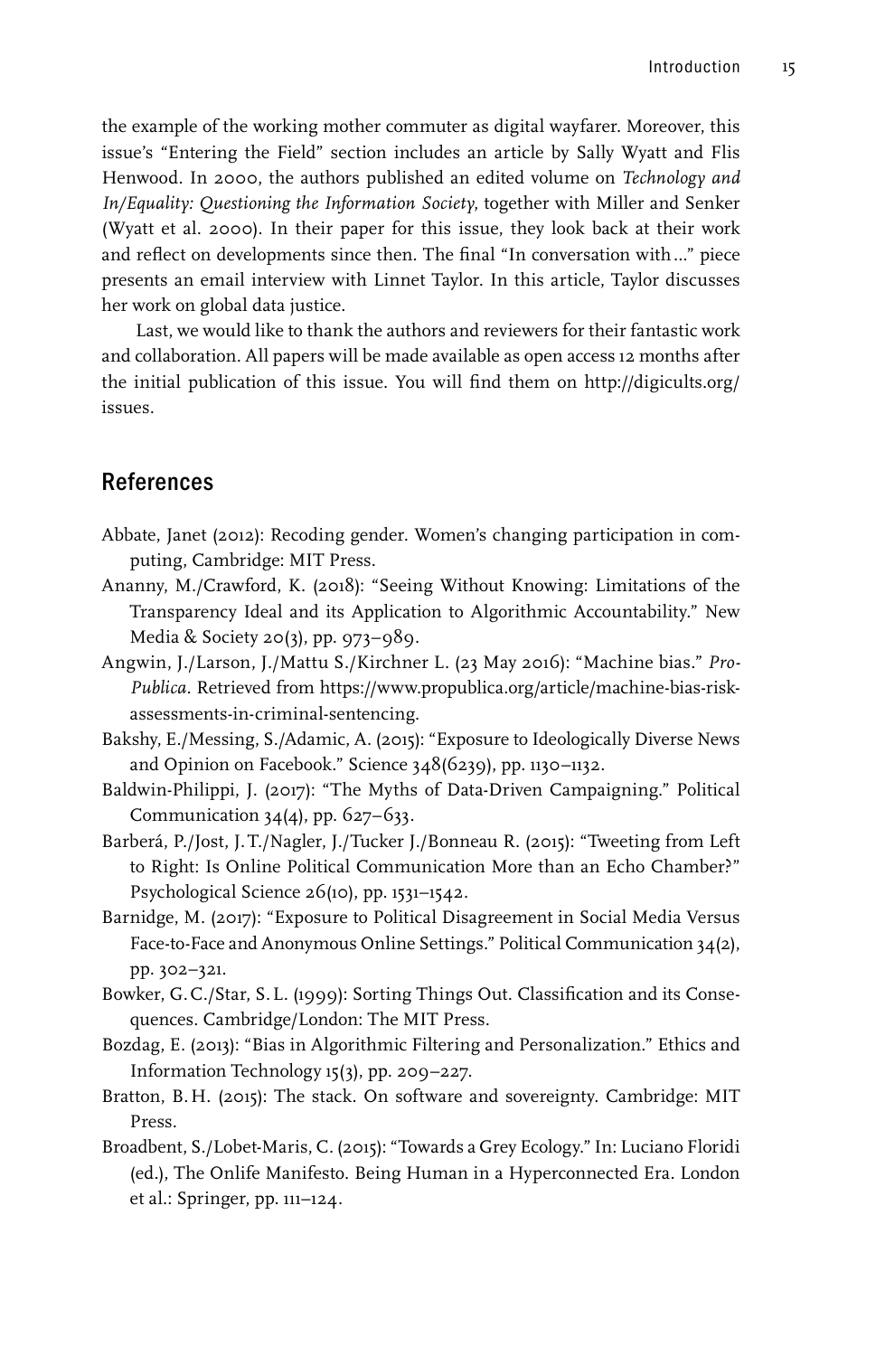the example of the working mother commuter as digital wayfarer. Moreover, this issue's "Entering the Field" section includes an article by Sally Wyatt and Flis Henwood. In 2000, the authors published an edited volume on *Technology and In/Equality: Questioning the Information Society*, together with Miller and Senker (Wyatt et al. 2000). In their paper for this issue, they look back at their work and reflect on developments since then. The final "In conversation with…" piece presents an email interview with Linnet Taylor. In this article, Taylor discusses her work on global data justice.

Last, we would like to thank the authors and reviewers for their fantastic work and collaboration. All papers will be made available as open access 12 months after the initial publication of this issue. You will find them on http://digicults.org/issues.

## References

Abbate, Janet (2012): Recoding gender. Women's changing participation in computing, Cambridge: MIT Press.

Ananny, M./Crawford, K. (2018): "Seeing Without Knowing: Limitations of the Transparency Ideal and its Application to Algorithmic Accountability." New Media & Society 20(3), pp. 973–989.

Angwin, J./Larson, J./Mattu S./Kirchner L. (23 May 2016): "Machine bias." *ProPublica*. Retrieved from https://www.propublica.org/article/machine-bias-risk-assessments-in-criminal-sentencing.

Bakshy, E./Messing, S./Adamic, A. (2015): "Exposure to Ideologically Diverse News and Opinion on Facebook." Science 348(6239), pp. 1130–1132.

Baldwin-Philippi, J. (2017): "The Myths of Data-Driven Campaigning." Political Communication 34(4), pp. 627–633.

Barberá, P./Jost, J.T./Nagler, J./Tucker J./Bonneau R. (2015): "Tweeting from Left to Right: Is Online Political Communication More than an Echo Chamber?" Psychological Science 26(10), pp. 1531–1542.

Barnidge, M. (2017): "Exposure to Political Disagreement in Social Media Versus Face-to-Face and Anonymous Online Settings." Political Communication 34(2), pp. 302–321.

Bowker, G.C./Star, S.L. (1999): Sorting Things Out. Classification and its Consequences. Cambridge/London: The MIT Press.

Bozdag, E. (2013): "Bias in Algorithmic Filtering and Personalization." Ethics and Information Technology 15(3), pp. 209–227.

Bratton, B.H. (2015): The stack. On software and sovereignty. Cambridge: MIT Press.

Broadbent, S./Lobet-Maris, C. (2015): "Towards a Grey Ecology." In: Luciano Floridi (ed.), The Onlife Manifesto. Being Human in a Hyperconnected Era. London et al.: Springer, pp. 111–124.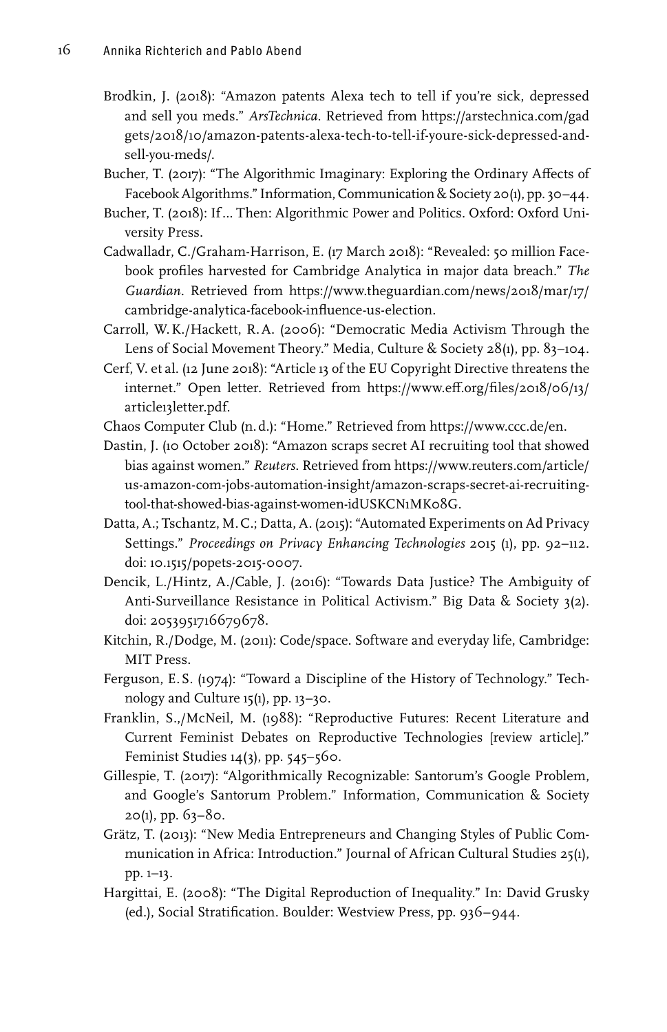Brodkin, J. (2018): "Amazon patents Alexa tech to tell if you're sick, depressed and sell you meds." *ArsTechnica*. Retrieved from https://arstechnica.com/gadgets/2018/10/amazon-patents-alexa-tech-to-tell-if-youre-sick-depressed-and-sell-you-meds/.

Bucher, T. (2017): "The Algorithmic Imaginary: Exploring the Ordinary Affects of Facebook Algorithms." Information, Communication & Society 20(1), pp. 30–44.

Bucher, T. (2018): If... Then: Algorithmic Power and Politics. Oxford: Oxford University Press.

Cadwalladr, C./Graham-Harrison, E. (17 March 2018): "Revealed: 50 million Facebook profiles harvested for Cambridge Analytica in major data breach." *The Guardian*. Retrieved from https://www.theguardian.com/news/2018/mar/17/cambridge-analytica-facebook-influence-us-election.

Carroll, W.K./Hackett, R.A. (2006): "Democratic Media Activism Through the Lens of Social Movement Theory." Media, Culture & Society 28(1), pp. 83–104.

Cerf, V. et al. (12 June 2018): "Article 13 of the EU Copyright Directive threatens the internet." Open letter. Retrieved from https://www.eff.org/files/2018/06/13/article13letter.pdf.

Chaos Computer Club (n.d.): "Home." Retrieved from https://www.ccc.de/en.

Dastin, J. (10 October 2018): "Amazon scraps secret AI recruiting tool that showed bias against women." *Reuters*. Retrieved from https://www.reuters.com/article/us-amazon-com-jobs-automation-insight/amazon-scraps-secret-ai-recruiting-tool-that-showed-bias-against-women-idUSKCN1MK08G.

Datta, A.; Tschantz, M.C.; Datta, A. (2015): "Automated Experiments on Ad Privacy Settings." *Proceedings on Privacy Enhancing Technologies* 2015 (1), pp. 92–112. doi: 10.1515/popets-2015-0007.

Dencik, L./Hintz, A./Cable, J. (2016): "Towards Data Justice? The Ambiguity of Anti-Surveillance Resistance in Political Activism." Big Data & Society 3(2). doi: 2053951716679678.

Kitchin, R./Dodge, M. (2011): Code/space. Software and everyday life, Cambridge: MIT Press.

Ferguson, E.S. (1974): "Toward a Discipline of the History of Technology." Technology and Culture 15(1), pp. 13–30.

Franklin, S.,/McNeil, M. (1988): "Reproductive Futures: Recent Literature and Current Feminist Debates on Reproductive Technologies [review article]." Feminist Studies 14(3), pp. 545–560.

Gillespie, T. (2017): "Algorithmically Recognizable: Santorum's Google Problem, and Google's Santorum Problem." Information, Communication & Society 20(1), pp. 63–80.

Grätz, T. (2013): "New Media Entrepreneurs and Changing Styles of Public Communication in Africa: Introduction." Journal of African Cultural Studies 25(1), pp. 1–13.

Hargittai, E. (2008): "The Digital Reproduction of Inequality." In: David Grusky (ed.), Social Stratification. Boulder: Westview Press, pp. 936–944.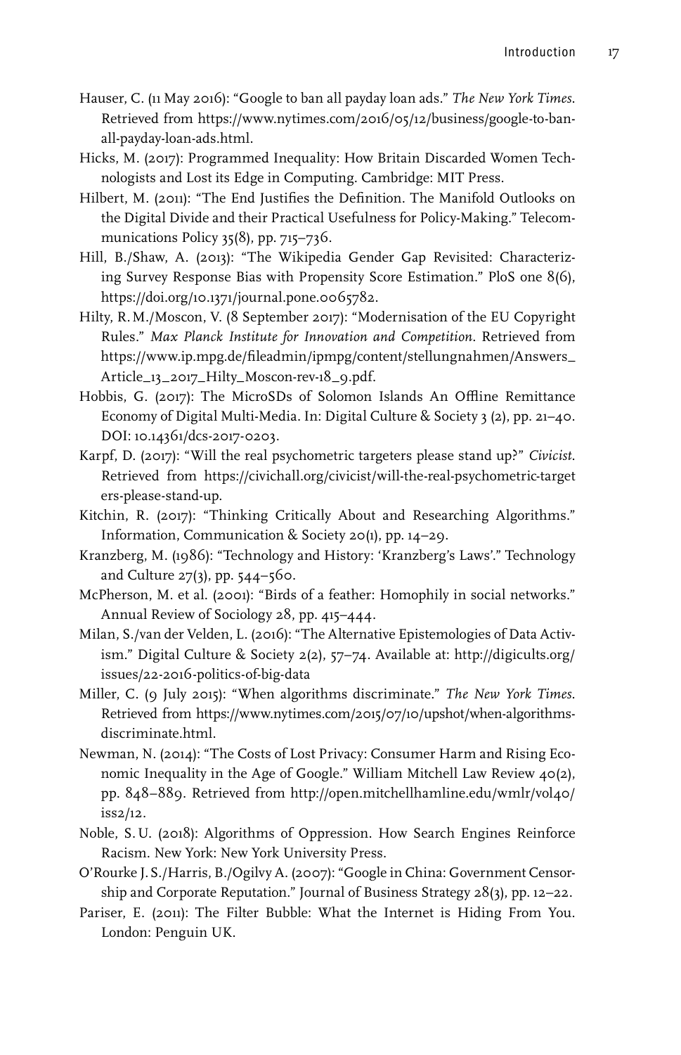Hauser, C. (11 May 2016): "Google to ban all payday loan ads." *The New York Times*. Retrieved from https://www.nytimes.com/2016/05/12/business/google-to-ban-all-payday-loan-ads.html.

Hicks, M. (2017): Programmed Inequality: How Britain Discarded Women Technologists and Lost its Edge in Computing. Cambridge: MIT Press.

Hilbert, M. (2011): "The End Justifies the Definition. The Manifold Outlooks on the Digital Divide and their Practical Usefulness for Policy-Making." Telecommunications Policy 35(8), pp. 715–736.

Hill, B./Shaw, A. (2013): "The Wikipedia Gender Gap Revisited: Characterizing Survey Response Bias with Propensity Score Estimation." PloS one 8(6), https://doi.org/10.1371/journal.pone.0065782.

Hilty, R. M./Moscon, V. (8 September 2017): "Modernisation of the EU Copyright Rules." *Max Planck Institute for Innovation and Competition*. Retrieved from https://www.ip.mpg.de/fileadmin/ipmpg/content/stellungnahmen/Answers_Article_13_2017_Hilty_Moscon-rev-18_9.pdf.

Hobbis, G. (2017): The MicroSDs of Solomon Islands An Offline Remittance Economy of Digital Multi-Media. In: Digital Culture & Society 3 (2), pp. 21–40. DOI: 10.14361/dcs-2017-0203.

Karpf, D. (2017): "Will the real psychometric targeters please stand up?" *Civicist*. Retrieved from https://civichall.org/civicist/will-the-real-psychometric-targeters-please-stand-up.

Kitchin, R. (2017): "Thinking Critically About and Researching Algorithms." Information, Communication & Society 20(1), pp. 14–29.

Kranzberg, M. (1986): "Technology and History: 'Kranzberg's Laws'." Technology and Culture 27(3), pp. 544–560.

McPherson, M. et al. (2001): "Birds of a feather: Homophily in social networks." Annual Review of Sociology 28, pp. 415–444.

Milan, S./van der Velden, L. (2016): "The Alternative Epistemologies of Data Activism." Digital Culture & Society 2(2), 57–74. Available at: http://digicults.org/issues/22-2016-politics-of-big-data

Miller, C. (9 July 2015): "When algorithms discriminate." *The New York Times*. Retrieved from https://www.nytimes.com/2015/07/10/upshot/when-algorithms-discriminate.html.

Newman, N. (2014): "The Costs of Lost Privacy: Consumer Harm and Rising Economic Inequality in the Age of Google." William Mitchell Law Review 40(2), pp. 848–889. Retrieved from http://open.mitchellhamline.edu/wmlr/vol40/iss2/12.

Noble, S. U. (2018): Algorithms of Oppression. How Search Engines Reinforce Racism. New York: New York University Press.

O'Rourke J. S./Harris, B./Ogilvy A. (2007): "Google in China: Government Censorship and Corporate Reputation." Journal of Business Strategy 28(3), pp. 12–22.

Pariser, E. (2011): The Filter Bubble: What the Internet is Hiding From You. London: Penguin UK.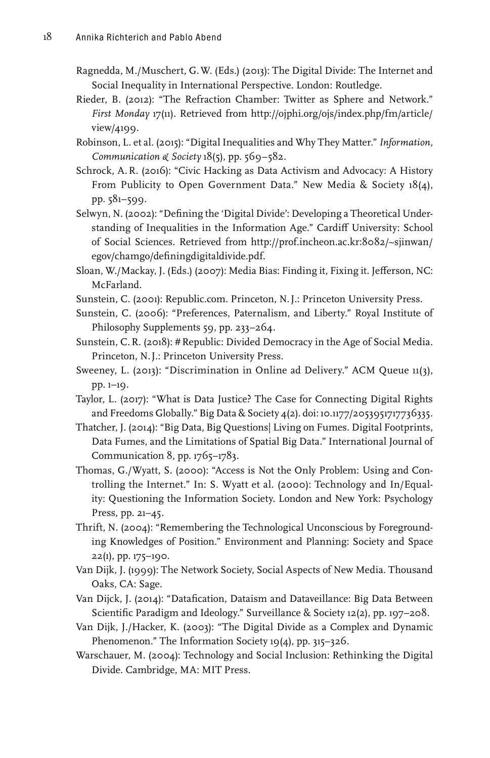Ragnedda, M./Muschert, G. W. (Eds.) (2013): The Digital Divide: The Internet and Social Inequality in International Perspective. London: Routledge.

Rieder, B. (2012): "The Refraction Chamber: Twitter as Sphere and Network." *First Monday* 17(11). Retrieved from http://ojphi.org/ojs/index.php/fm/article/view/4199.

Robinson, L. et al. (2015): "Digital Inequalities and Why They Matter." *Information, Communication & Society* 18(5), pp. 569–582.

Schrock, A. R. (2016): "Civic Hacking as Data Activism and Advocacy: A History From Publicity to Open Government Data." New Media & Society 18(4), pp. 581–599.

Selwyn, N. (2002): "Defining the 'Digital Divide': Developing a Theoretical Understanding of Inequalities in the Information Age." Cardiff University: School of Social Sciences. Retrieved from http://prof.incheon.ac.kr:8082/~sjinwan/egov/chamgo/definingdigitaldivide.pdf.

Sloan, W./Mackay, J. (Eds.) (2007): Media Bias: Finding it, Fixing it. Jefferson, NC: McFarland.

Sunstein, C. (2001): Republic.com. Princeton, N. J.: Princeton University Press.

Sunstein, C. (2006): "Preferences, Paternalism, and Liberty." Royal Institute of Philosophy Supplements 59, pp. 233–264.

Sunstein, C. R. (2018): # Republic: Divided Democracy in the Age of Social Media. Princeton, N. J.: Princeton University Press.

Sweeney, L. (2013): "Discrimination in Online ad Delivery." ACM Queue 11(3), pp. 1–19.

Taylor, L. (2017): "What is Data Justice? The Case for Connecting Digital Rights and Freedoms Globally." Big Data & Society 4(2). doi: 10.1177/2053951717736335.

Thatcher, J. (2014): "Big Data, Big Questions| Living on Fumes. Digital Footprints, Data Fumes, and the Limitations of Spatial Big Data." International Journal of Communication 8, pp. 1765–1783.

Thomas, G./Wyatt, S. (2000): "Access is Not the Only Problem: Using and Controlling the Internet." In: S. Wyatt et al. (2000): Technology and In/Equality: Questioning the Information Society. London and New York: Psychology Press, pp. 21–45.

Thrift, N. (2004): "Remembering the Technological Unconscious by Foregrounding Knowledges of Position." Environment and Planning: Society and Space 22(1), pp. 175–190.

Van Dijk, J. (1999): The Network Society, Social Aspects of New Media. Thousand Oaks, CA: Sage.

Van Dijck, J. (2014): "Datafication, Dataism and Dataveillance: Big Data Between Scientific Paradigm and Ideology." Surveillance & Society 12(2), pp. 197–208.

Van Dijk, J./Hacker, K. (2003): "The Digital Divide as a Complex and Dynamic Phenomenon." The Information Society 19(4), pp. 315–326.

Warschauer, M. (2004): Technology and Social Inclusion: Rethinking the Digital Divide. Cambridge, MA: MIT Press.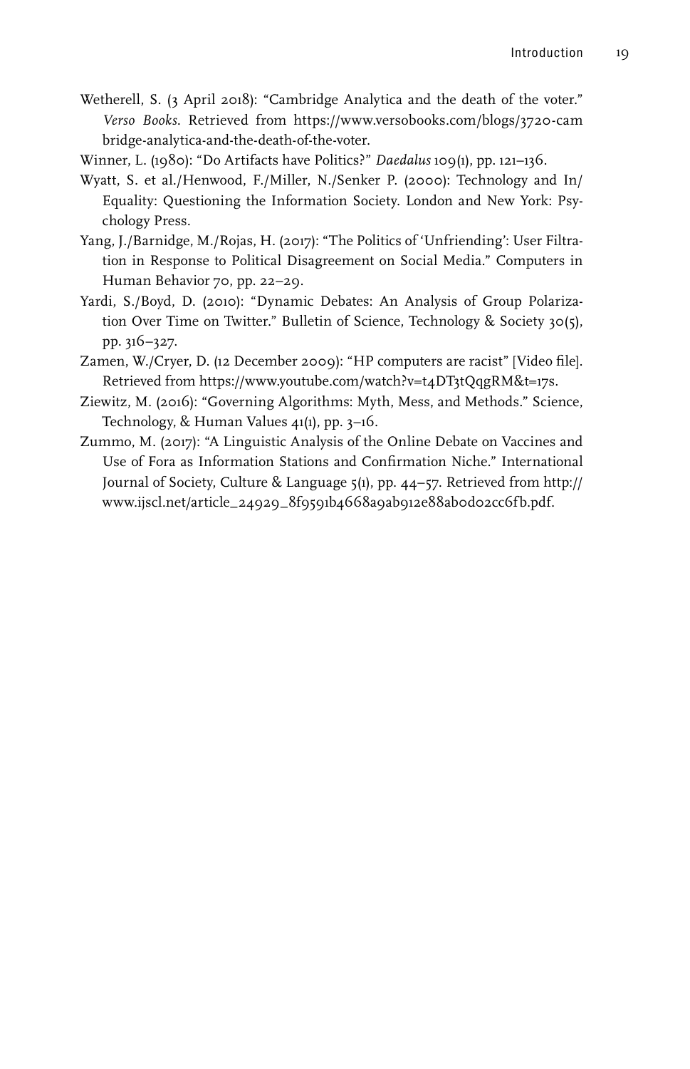Wetherell, S. (3 April 2018): “Cambridge Analytica and the death of the voter.” *Verso Books*. Retrieved from https://www.versobooks.com/blogs/3720-cambridge-analytica-and-the-death-of-the-voter.

Winner, L. (1980): “Do Artifacts have Politics?” *Daedalus* 109(1), pp. 121–136.

Wyatt, S. et al./Henwood, F./Miller, N./Senker P. (2000): Technology and In/Equality: Questioning the Information Society. London and New York: Psychology Press.

Yang, J./Barnidge, M./Rojas, H. (2017): “The Politics of ‘Unfriending’: User Filtration in Response to Political Disagreement on Social Media.” Computers in Human Behavior 70, pp. 22–29.

Yardi, S./Boyd, D. (2010): “Dynamic Debates: An Analysis of Group Polarization Over Time on Twitter.” Bulletin of Science, Technology & Society 30(5), pp. 316–327.

Zamen, W./Cryer, D. (12 December 2009): “HP computers are racist” [Video file]. Retrieved from https://www.youtube.com/watch?v=t4DT3tQqgRM&t=17s.

Ziewitz, M. (2016): “Governing Algorithms: Myth, Mess, and Methods.” Science, Technology, & Human Values 41(1), pp. 3–16.

Zummo, M. (2017): “A Linguistic Analysis of the Online Debate on Vaccines and Use of Fora as Information Stations and Confirmation Niche.” International Journal of Society, Culture & Language 5(1), pp. 44–57. Retrieved from http://www.ijscl.net/article_24929_8f9591b4668a9ab912e88ab0d02cc6fb.pdf.